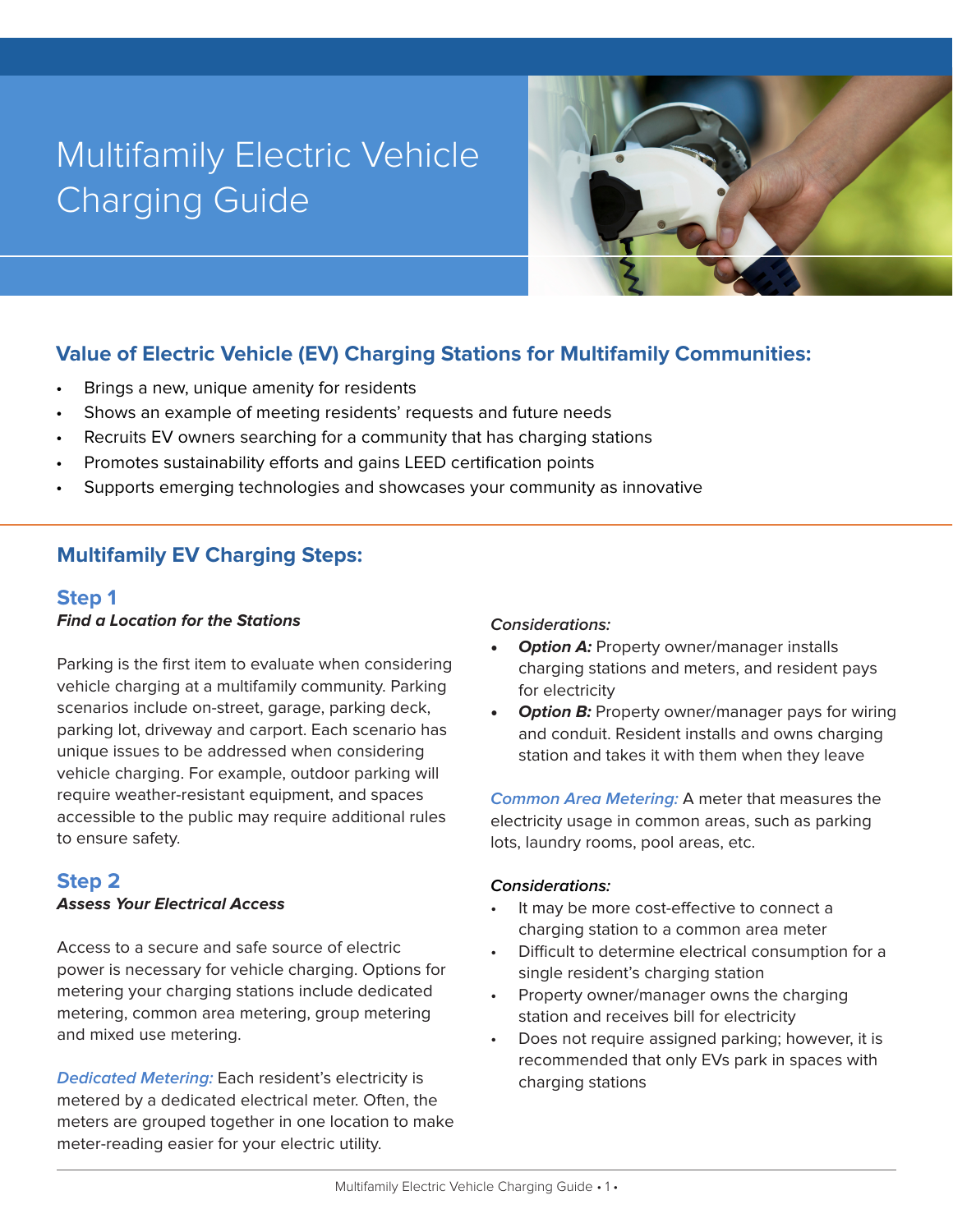# Multifamily Electric Vehicle Charging Guide

## Value of Electric Vehicle (EV) Charging Stations for Multifamily Communities:

- Brings a new, unique amenity for residents
- Shows an example of meeting residents' requests and future needs
- Recruits EV owners searching for a community that has charging stations
- Promotes sustainability efforts and gains LEED certification points
- Supports emerging technologies and showcases your community as innovative

## Multifamily EV Charging Steps:

### Step 1

***Find a Location for the Stations***

Parking is the first item to evaluate when considering vehicle charging at a multifamily community. Parking scenarios include on-street, garage, parking deck, parking lot, driveway and carport. Each scenario has unique issues to be addressed when considering vehicle charging. For example, outdoor parking will require weather-resistant equipment, and spaces accessible to the public may require additional rules to ensure safety.

### Step 2

***Assess Your Electrical Access***

Access to a secure and safe source of electric power is necessary for vehicle charging. Options for metering your charging stations include dedicated metering, common area metering, group metering and mixed use metering.

*Dedicated Metering:* Each resident's electricity is metered by a dedicated electrical meter. Often, the meters are grouped together in one location to make meter-reading easier for your electric utility.

*Considerations:*

- ***Option A:*** Property owner/manager installs charging stations and meters, and resident pays for electricity
- ***Option B:*** Property owner/manager pays for wiring and conduit. Resident installs and owns charging station and takes it with them when they leave

*Common Area Metering:* A meter that measures the electricity usage in common areas, such as parking lots, laundry rooms, pool areas, etc.

*Considerations:*

- It may be more cost-effective to connect a charging station to a common area meter
- Difficult to determine electrical consumption for a single resident's charging station
- Property owner/manager owns the charging station and receives bill for electricity
- Does not require assigned parking; however, it is recommended that only EVs park in spaces with charging stations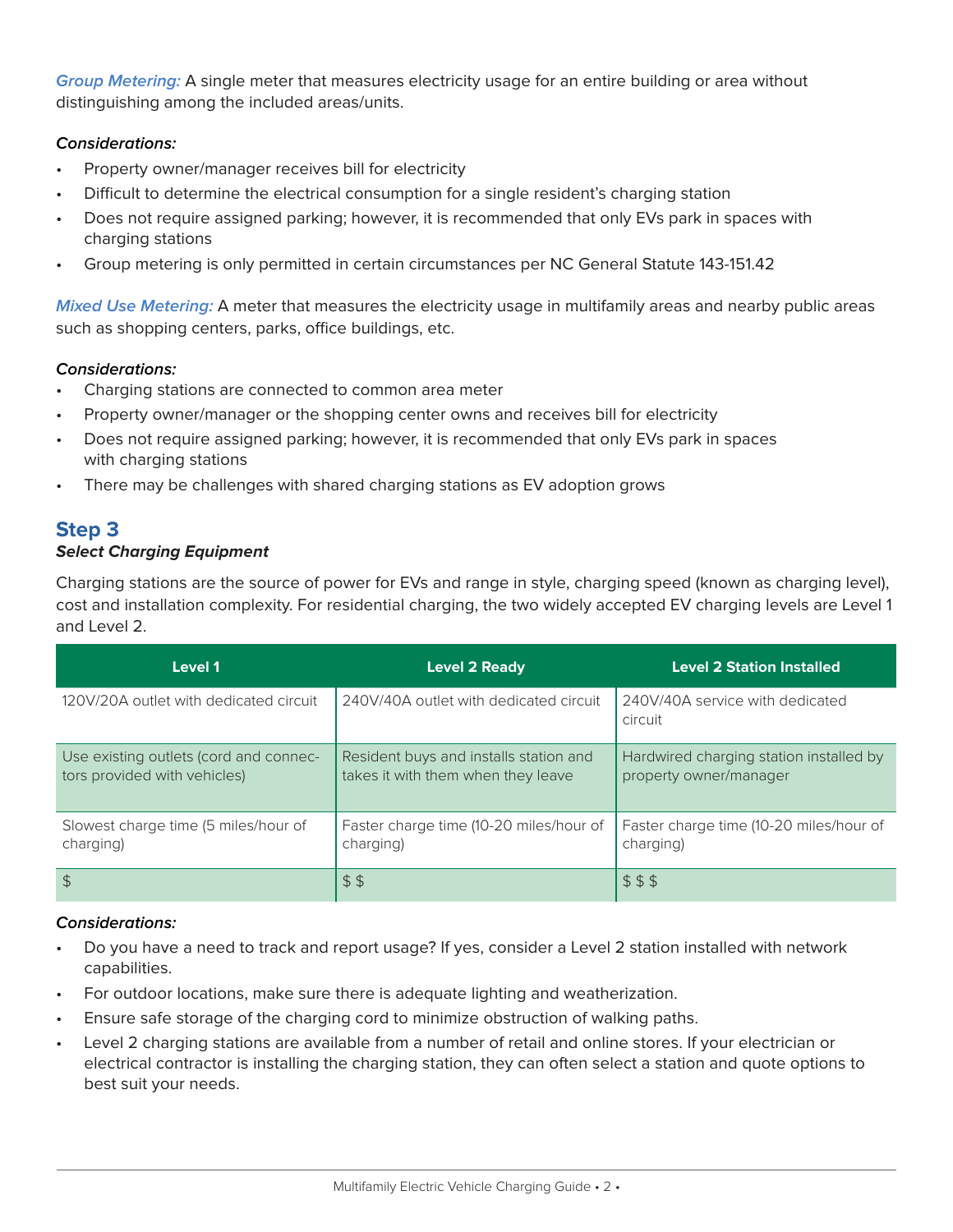*Group Metering:* A single meter that measures electricity usage for an entire building or area without distinguishing among the included areas/units.

***Considerations:***

- Property owner/manager receives bill for electricity
- Difficult to determine the electrical consumption for a single resident's charging station
- Does not require assigned parking; however, it is recommended that only EVs park in spaces with charging stations
- Group metering is only permitted in certain circumstances per NC General Statute 143-151.42

*Mixed Use Metering:* A meter that measures the electricity usage in multifamily areas and nearby public areas such as shopping centers, parks, office buildings, etc.

***Considerations:***

- Charging stations are connected to common area meter
- Property owner/manager or the shopping center owns and receives bill for electricity
- Does not require assigned parking; however, it is recommended that only EVs park in spaces with charging stations
- There may be challenges with shared charging stations as EV adoption grows

## Step 3

***Select Charging Equipment***

Charging stations are the source of power for EVs and range in style, charging speed (known as charging level), cost and installation complexity. For residential charging, the two widely accepted EV charging levels are Level 1 and Level 2.

| Level 1 | Level 2 Ready | Level 2 Station Installed |
|---|---|---|
| 120V/20A outlet with dedicated circuit | 240V/40A outlet with dedicated circuit | 240V/40A service with dedicated circuit |
| Use existing outlets (cord and connectors provided with vehicles) | Resident buys and installs station and takes it with them when they leave | Hardwired charging station installed by property owner/manager |
| Slowest charge time (5 miles/hour of charging) | Faster charge time (10-20 miles/hour of charging) | Faster charge time (10-20 miles/hour of charging) |
| $ | $ $ | $ $ $ |

***Considerations:***

- Do you have a need to track and report usage? If yes, consider a Level 2 station installed with network capabilities.
- For outdoor locations, make sure there is adequate lighting and weatherization.
- Ensure safe storage of the charging cord to minimize obstruction of walking paths.
- Level 2 charging stations are available from a number of retail and online stores. If your electrician or electrical contractor is installing the charging station, they can often select a station and quote options to best suit your needs.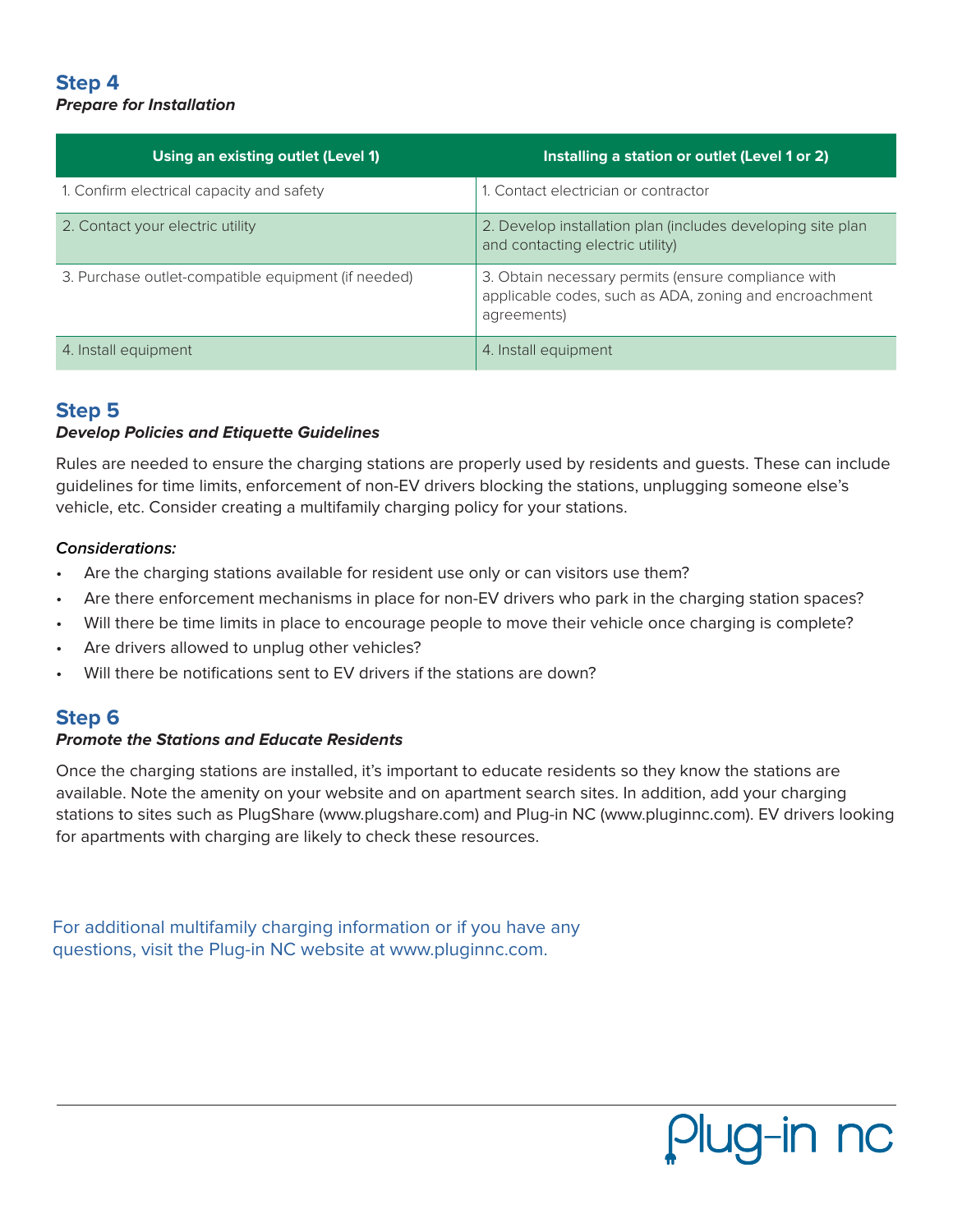## Step 4

***Prepare for Installation***

| Using an existing outlet (Level 1) | Installing a station or outlet (Level 1 or 2) |
|---|---|
| 1. Confirm electrical capacity and safety | 1. Contact electrician or contractor |
| 2. Contact your electric utility | 2. Develop installation plan (includes developing site plan and contacting electric utility) |
| 3. Purchase outlet-compatible equipment (if needed) | 3. Obtain necessary permits (ensure compliance with applicable codes, such as ADA, zoning and encroachment agreements) |
| 4. Install equipment | 4. Install equipment |

## Step 5

***Develop Policies and Etiquette Guidelines***

Rules are needed to ensure the charging stations are properly used by residents and guests. These can include guidelines for time limits, enforcement of non-EV drivers blocking the stations, unplugging someone else's vehicle, etc. Consider creating a multifamily charging policy for your stations.

***Considerations:***

- Are the charging stations available for resident use only or can visitors use them?
- Are there enforcement mechanisms in place for non-EV drivers who park in the charging station spaces?
- Will there be time limits in place to encourage people to move their vehicle once charging is complete?
- Are drivers allowed to unplug other vehicles?
- Will there be notifications sent to EV drivers if the stations are down?

## Step 6

***Promote the Stations and Educate Residents***

Once the charging stations are installed, it's important to educate residents so they know the stations are available. Note the amenity on your website and on apartment search sites. In addition, add your charging stations to sites such as PlugShare (www.plugshare.com) and Plug-in NC (www.pluginnc.com). EV drivers looking for apartments with charging are likely to check these resources.

For additional multifamily charging information or if you have any questions, visit the Plug-in NC website at www.pluginnc.com.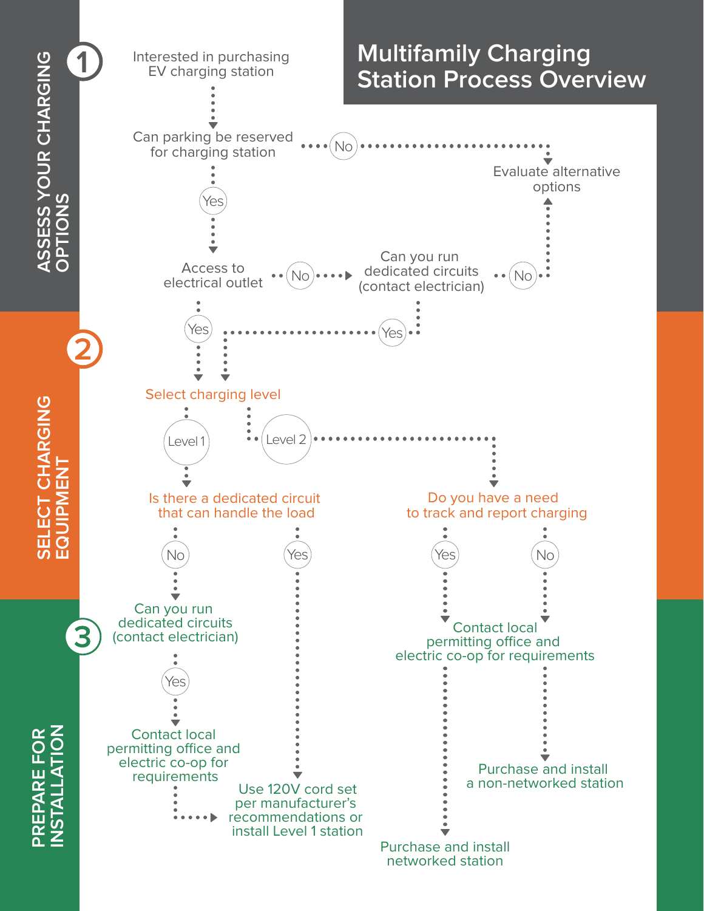# Multifamily Charging Station Process Overview

## 1 ASSESS YOUR CHARGING OPTIONS

Interested in purchasing EV charging station

Can parking be reserved for charging station

No

Evaluate alternative options

Yes

Access to electrical outlet

No

Can you run dedicated circuits (contact electrician)

No

Yes

Yes

## 2 SELECT CHARGING EQUIPMENT

Select charging level

Level 1

Level 2

Is there a dedicated circuit that can handle the load

Do you have a need to track and report charging

No

Yes

Yes

No

## 3 PREPARE FOR INSTALLATION

Can you run dedicated circuits (contact electrician)

Yes

Contact local permitting office and electric co-op for requirements

Use 120V cord set per manufacturer's recommendations or install Level 1 station

Contact local permitting office and electric co-op for requirements

Purchase and install a non-networked station

Purchase and install networked station